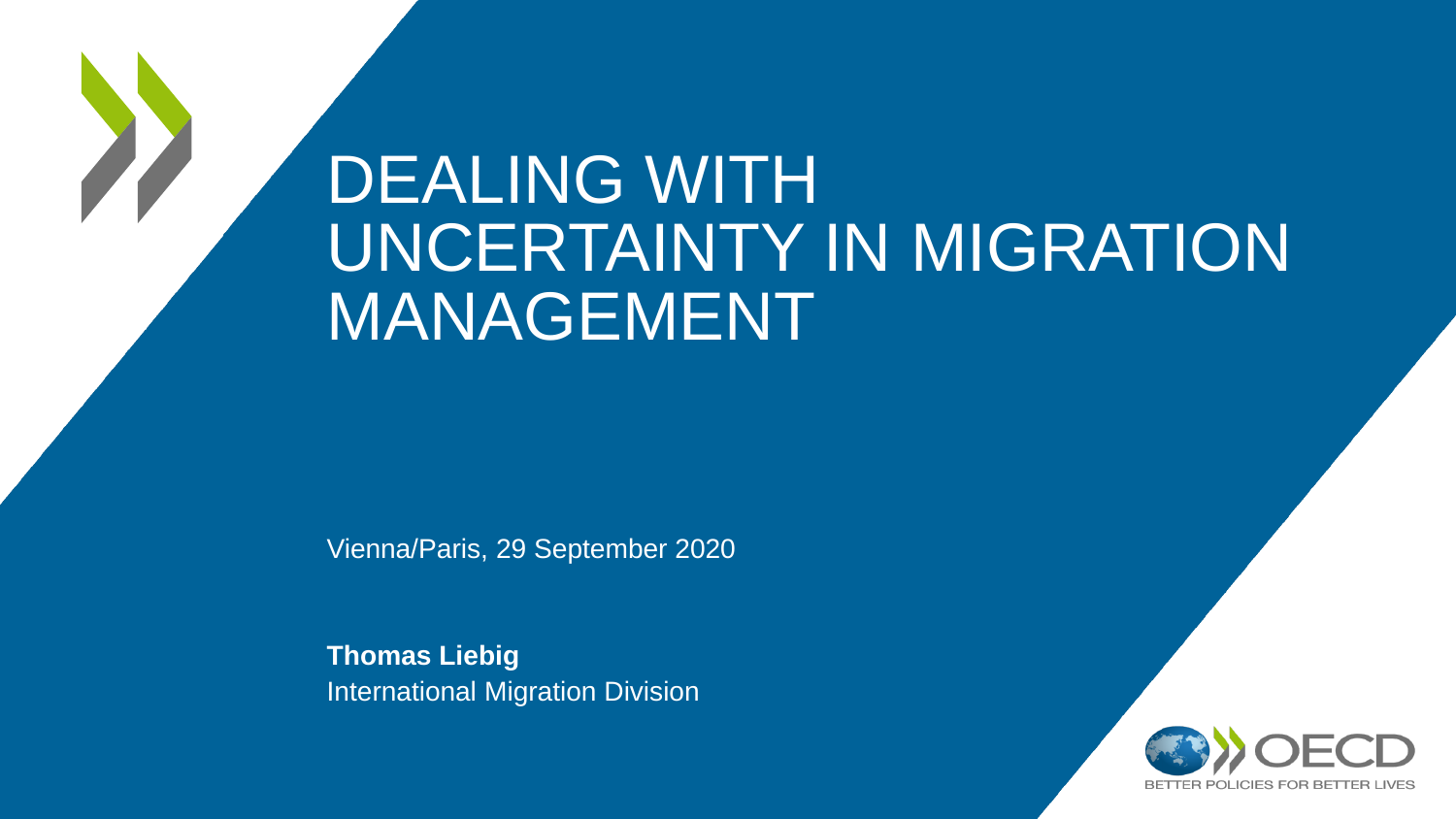# DEALING WITH UNCERTAINTY IN MIGRATION MANAGEMENT

Vienna/Paris, 29 September 2020

**Thomas Liebig**
International Migration Division

OECD
BETTER POLICIES FOR BETTER LIVES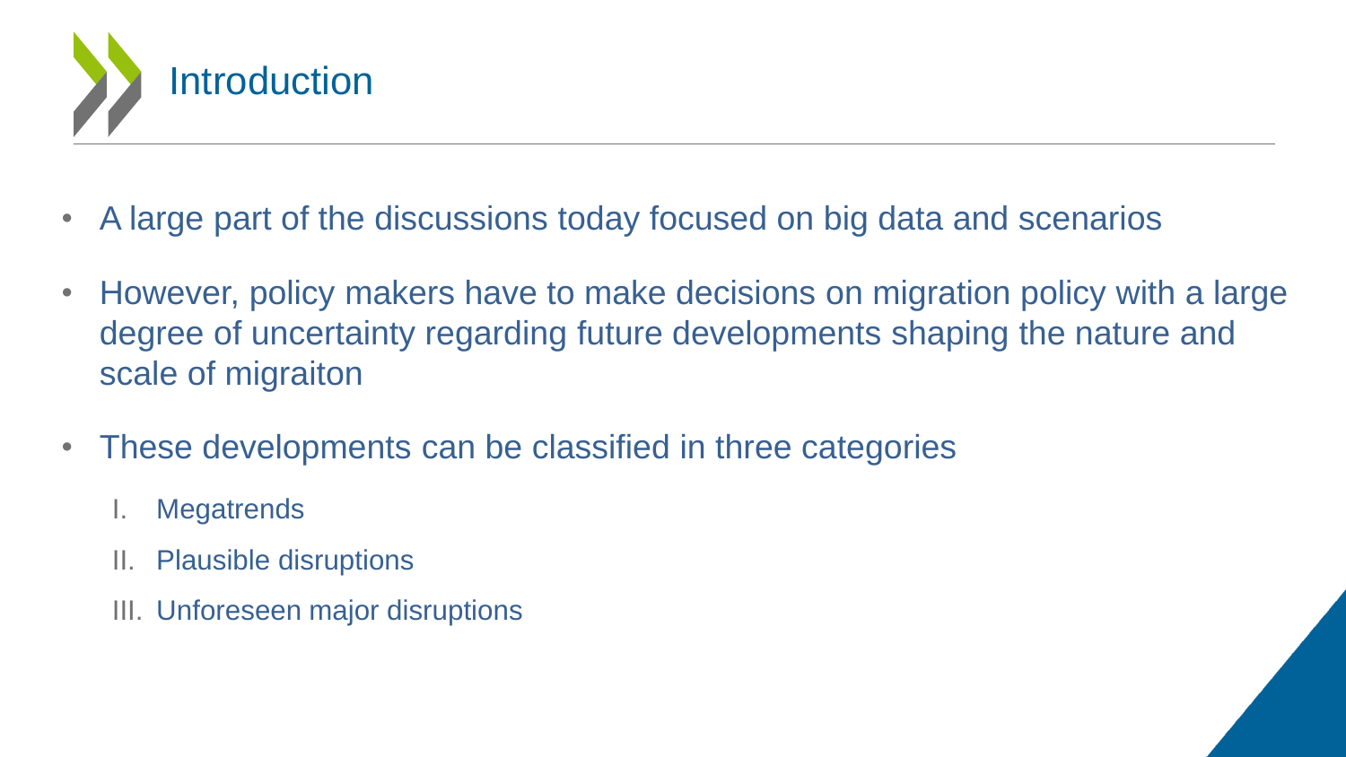# Introduction

- A large part of the discussions today focused on big data and scenarios
- However, policy makers have to make decisions on migration policy with a large degree of uncertainty regarding future developments shaping the nature and scale of migraiton
- These developments can be classified in three categories
  I. Megatrends
  II. Plausible disruptions
  III. Unforeseen major disruptions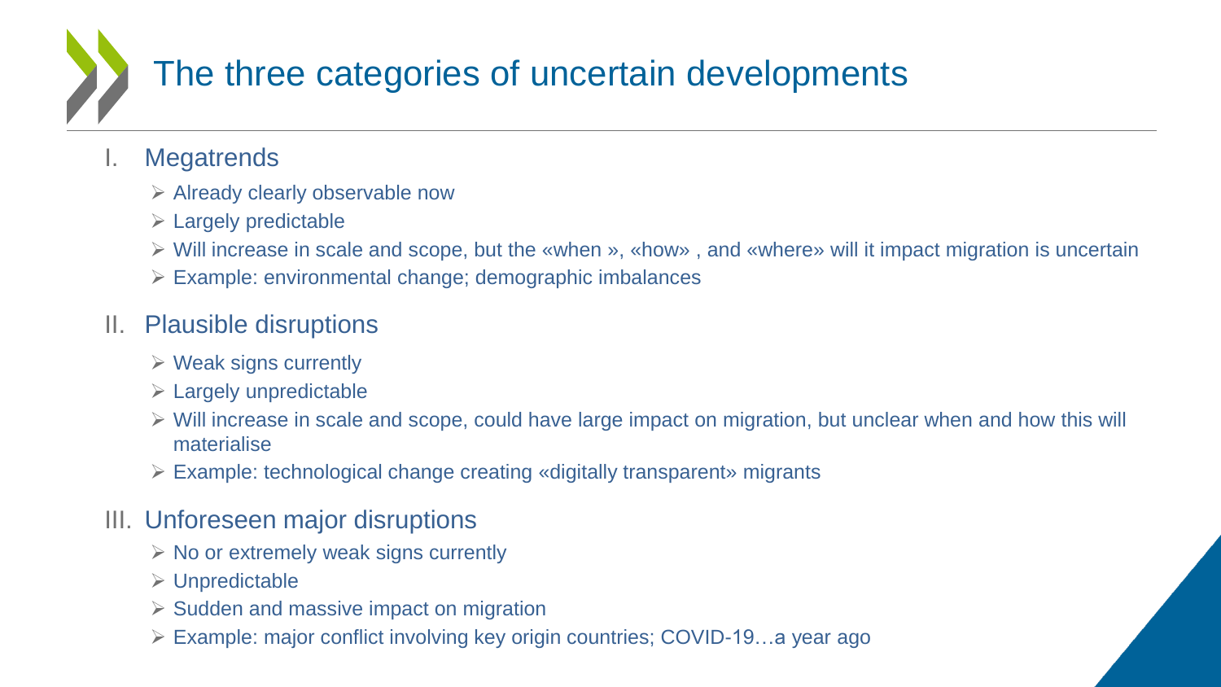# The three categories of uncertain developments

I. Megatrends
   - Already clearly observable now
   - Largely predictable
   - Will increase in scale and scope, but the «when », «how» , and «where» will it impact migration is uncertain
   - Example: environmental change; demographic imbalances

II. Plausible disruptions
   - Weak signs currently
   - Largely unpredictable
   - Will increase in scale and scope, could have large impact on migration, but unclear when and how this will materialise
   - Example: technological change creating «digitally transparent» migrants

III. Unforeseen major disruptions
   - No or extremely weak signs currently
   - Unpredictable
   - Sudden and massive impact on migration
   - Example: major conflict involving key origin countries; COVID-19…a year ago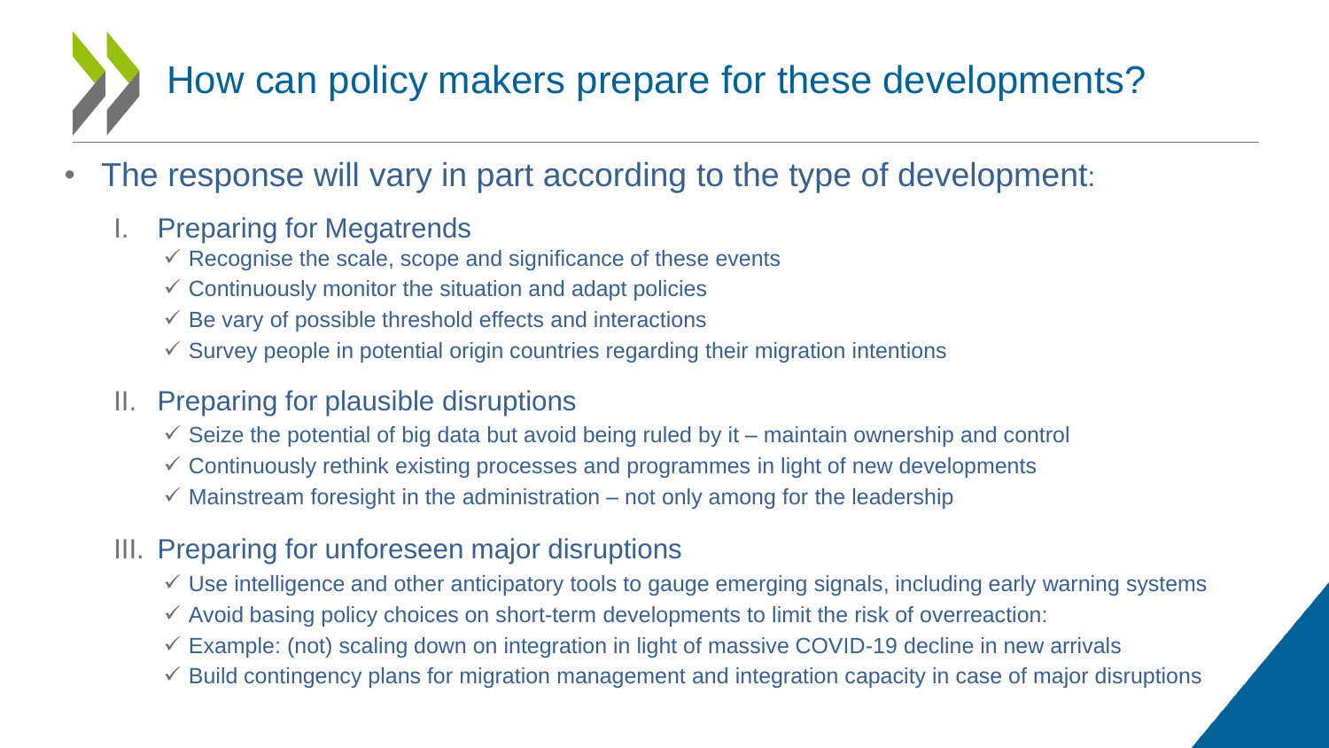# How can policy makers prepare for these developments?

- The response will vary in part according to the type of development:

  I. Preparing for Megatrends
     - ✓ Recognise the scale, scope and significance of these events
     - ✓ Continuously monitor the situation and adapt policies
     - ✓ Be vary of possible threshold effects and interactions
     - ✓ Survey people in potential origin countries regarding their migration intentions

  II. Preparing for plausible disruptions
     - ✓ Seize the potential of big data but avoid being ruled by it – maintain ownership and control
     - ✓ Continuously rethink existing processes and programmes in light of new developments
     - ✓ Mainstream foresight in the administration – not only among for the leadership

  III. Preparing for unforeseen major disruptions
     - ✓ Use intelligence and other anticipatory tools to gauge emerging signals, including early warning systems
     - ✓ Avoid basing policy choices on short-term developments to limit the risk of overreaction:
     - ✓ Example: (not) scaling down on integration in light of massive COVID-19 decline in new arrivals
     - ✓ Build contingency plans for migration management and integration capacity in case of major disruptions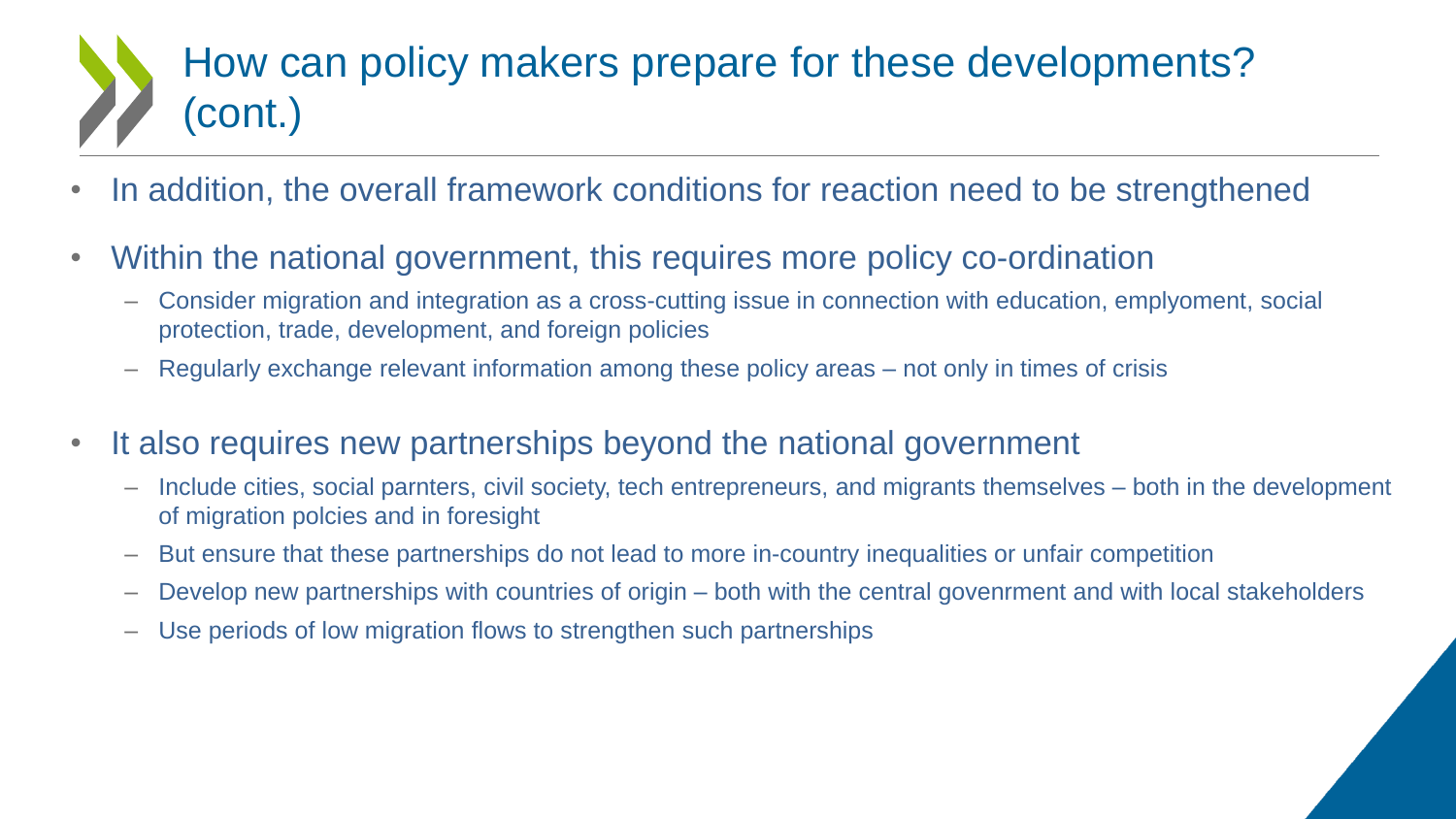# How can policy makers prepare for these developments? (cont.)

- In addition, the overall framework conditions for reaction need to be strengthened
- Within the national government, this requires more policy co-ordination
  - Consider migration and integration as a cross-cutting issue in connection with education, emplyoment, social protection, trade, development, and foreign policies
  - Regularly exchange relevant information among these policy areas – not only in times of crisis
- It also requires new partnerships beyond the national government
  - Include cities, social parnters, civil society, tech entrepreneurs, and migrants themselves – both in the development of migration polcies and in foresight
  - But ensure that these partnerships do not lead to more in-country inequalities or unfair competition
  - Develop new partnerships with countries of origin – both with the central govenrment and with local stakeholders
  - Use periods of low migration flows to strengthen such partnerships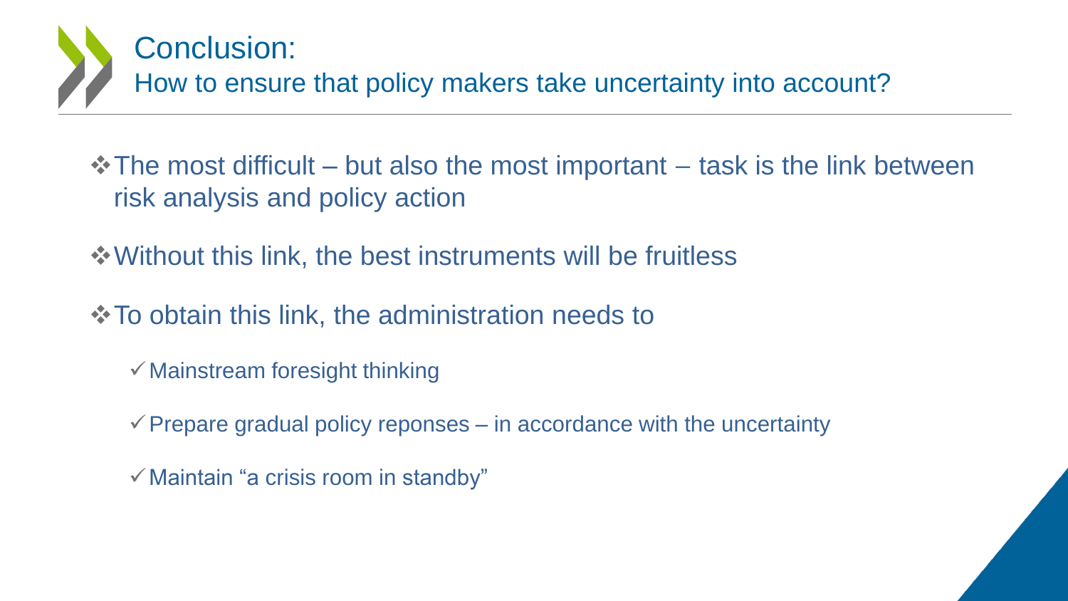# Conclusion:
## How to ensure that policy makers take uncertainty into account?

- The most difficult – but also the most important – task is the link between risk analysis and policy action

- Without this link, the best instruments will be fruitless

- To obtain this link, the administration needs to

  - ✓ Mainstream foresight thinking

  - ✓ Prepare gradual policy reponses – in accordance with the uncertainty

  - ✓ Maintain "a crisis room in standby"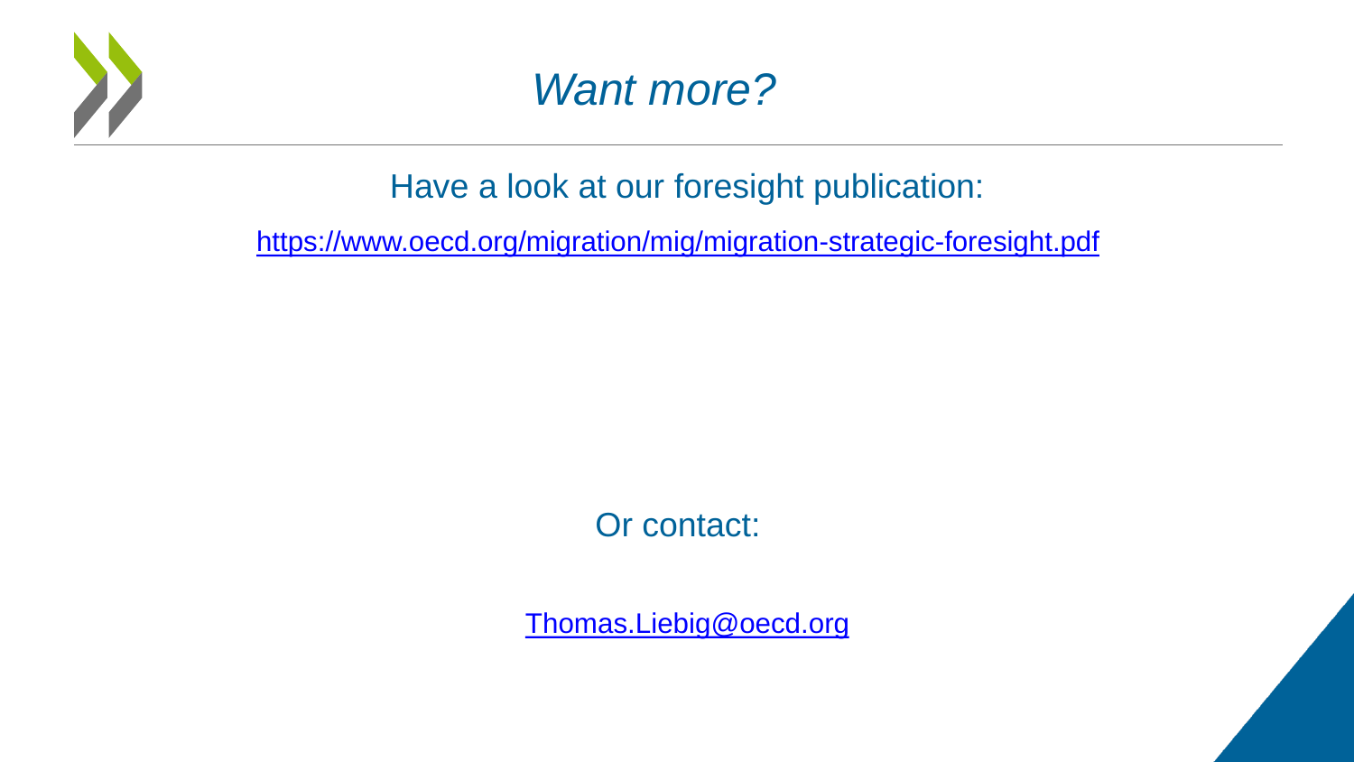# *Want more?*

Have a look at our foresight publication:

https://www.oecd.org/migration/mig/migration-strategic-foresight.pdf

Or contact:

Thomas.Liebig@oecd.org